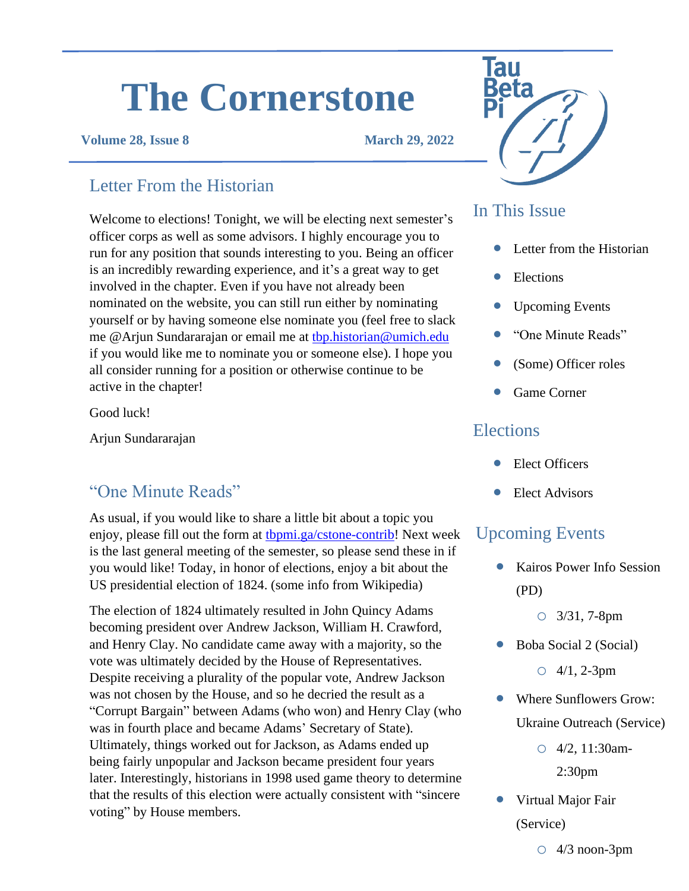# The Cornerstone

**Volume 28, Issue 8** **March 29, 2022**

## Letter From the Historian

Welcome to elections! Tonight, we will be electing next semester's officer corps as well as some advisors. I highly encourage you to run for any position that sounds interesting to you. Being an officer is an incredibly rewarding experience, and it's a great way to get involved in the chapter. Even if you have not already been nominated on the website, you can still run either by nominating yourself or by having someone else nominate you (feel free to slack me @Arjun Sundararajan or email me at tbp.historian@umich.edu if you would like me to nominate you or someone else). I hope you all consider running for a position or otherwise continue to be active in the chapter!

Good luck!

Arjun Sundararajan

## "One Minute Reads"

As usual, if you would like to share a little bit about a topic you enjoy, please fill out the form at tbpmi.ga/cstone-contrib! Next week is the last general meeting of the semester, so please send these in if you would like! Today, in honor of elections, enjoy a bit about the US presidential election of 1824. (some info from Wikipedia)

The election of 1824 ultimately resulted in John Quincy Adams becoming president over Andrew Jackson, William H. Crawford, and Henry Clay. No candidate came away with a majority, so the vote was ultimately decided by the House of Representatives. Despite receiving a plurality of the popular vote, Andrew Jackson was not chosen by the House, and so he decried the result as a "Corrupt Bargain" between Adams (who won) and Henry Clay (who was in fourth place and became Adams' Secretary of State). Ultimately, things worked out for Jackson, as Adams ended up being fairly unpopular and Jackson became president four years later. Interestingly, historians in 1998 used game theory to determine that the results of this election were actually consistent with "sincere voting" by House members.

## In This Issue

- Letter from the Historian
- Elections
- Upcoming Events
- "One Minute Reads"
- (Some) Officer roles
- Game Corner

## Elections

- Elect Officers
- Elect Advisors

## Upcoming Events

- Kairos Power Info Session (PD)
  - 3/31, 7-8pm
- Boba Social 2 (Social)
  - 4/1, 2-3pm
- Where Sunflowers Grow: Ukraine Outreach (Service)
  - 4/2, 11:30am-2:30pm
- Virtual Major Fair (Service)
  - 4/3 noon-3pm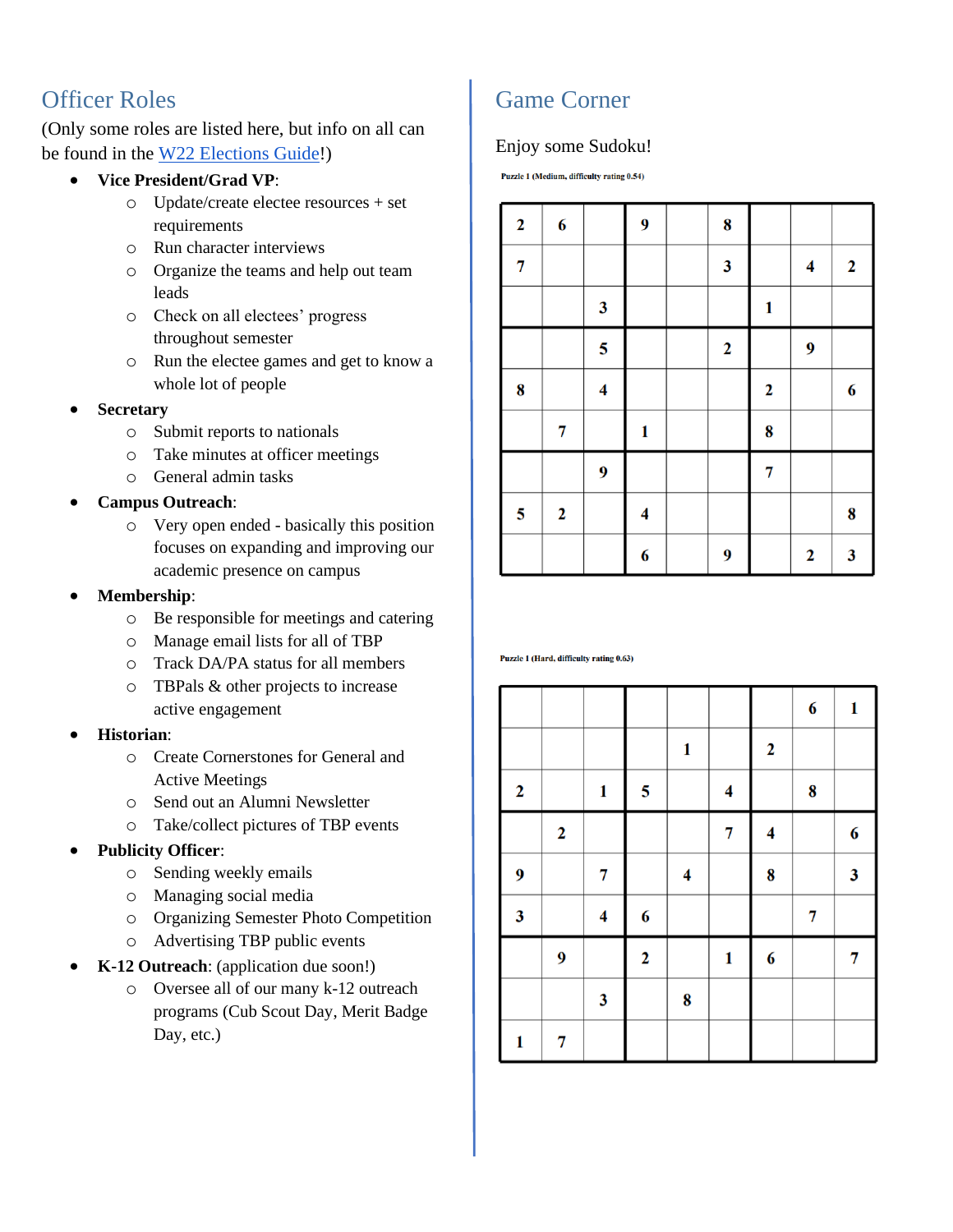## Officer Roles

(Only some roles are listed here, but info on all can be found in the W22 Elections Guide!)

- **Vice President/Grad VP**:
  - Update/create electee resources + set requirements
  - Run character interviews
  - Organize the teams and help out team leads
  - Check on all electees' progress throughout semester
  - Run the electee games and get to know a whole lot of people
- **Secretary**
  - Submit reports to nationals
  - Take minutes at officer meetings
  - General admin tasks
- **Campus Outreach**:
  - Very open ended - basically this position focuses on expanding and improving our academic presence on campus
- **Membership**:
  - Be responsible for meetings and catering
  - Manage email lists for all of TBP
  - Track DA/PA status for all members
  - TBPals & other projects to increase active engagement
- **Historian**:
  - Create Cornerstones for General and Active Meetings
  - Send out an Alumni Newsletter
  - Take/collect pictures of TBP events
- **Publicity Officer**:
  - Sending weekly emails
  - Managing social media
  - Organizing Semester Photo Competition
  - Advertising TBP public events
- **K-12 Outreach**: (application due soon!)
  - Oversee all of our many k-12 outreach programs (Cub Scout Day, Merit Badge Day, etc.)

## Game Corner

Enjoy some Sudoku!

**Puzzle 1 (Medium, difficulty rating 0.54)**

| | | | | | | | | |
|---|---|---|---|---|---|---|---|---|
| 2 | 6 | | 9 | | 8 | | | |
| 7 | | | | | 3 | | 4 | 2 |
| | | 3 | | | | 1 | | |
| | | 5 | | | 2 | | 9 | |
| 8 | | 4 | | | | 2 | | 6 |
| | 7 | | 1 | | | 8 | | |
| | | 9 | | | | 7 | | |
| 5 | 2 | | 4 | | | | | 8 |
| | | | 6 | | 9 | | 2 | 3 |

**Puzzle 1 (Hard, difficulty rating 0.63)**

| | | | | | | | | |
|---|---|---|---|---|---|---|---|---|
| | | | | | | | 6 | 1 |
| | | | | 1 | | 2 | | |
| 2 | | 1 | 5 | | 4 | | 8 | |
| | 2 | | | | 7 | 4 | | 6 |
| 9 | | 7 | | 4 | | 8 | | 3 |
| 3 | | 4 | 6 | | | | 7 | |
| | 9 | | 2 | | 1 | 6 | | 7 |
| | | 3 | | 8 | | | | |
| 1 | 7 | | | | | | | |